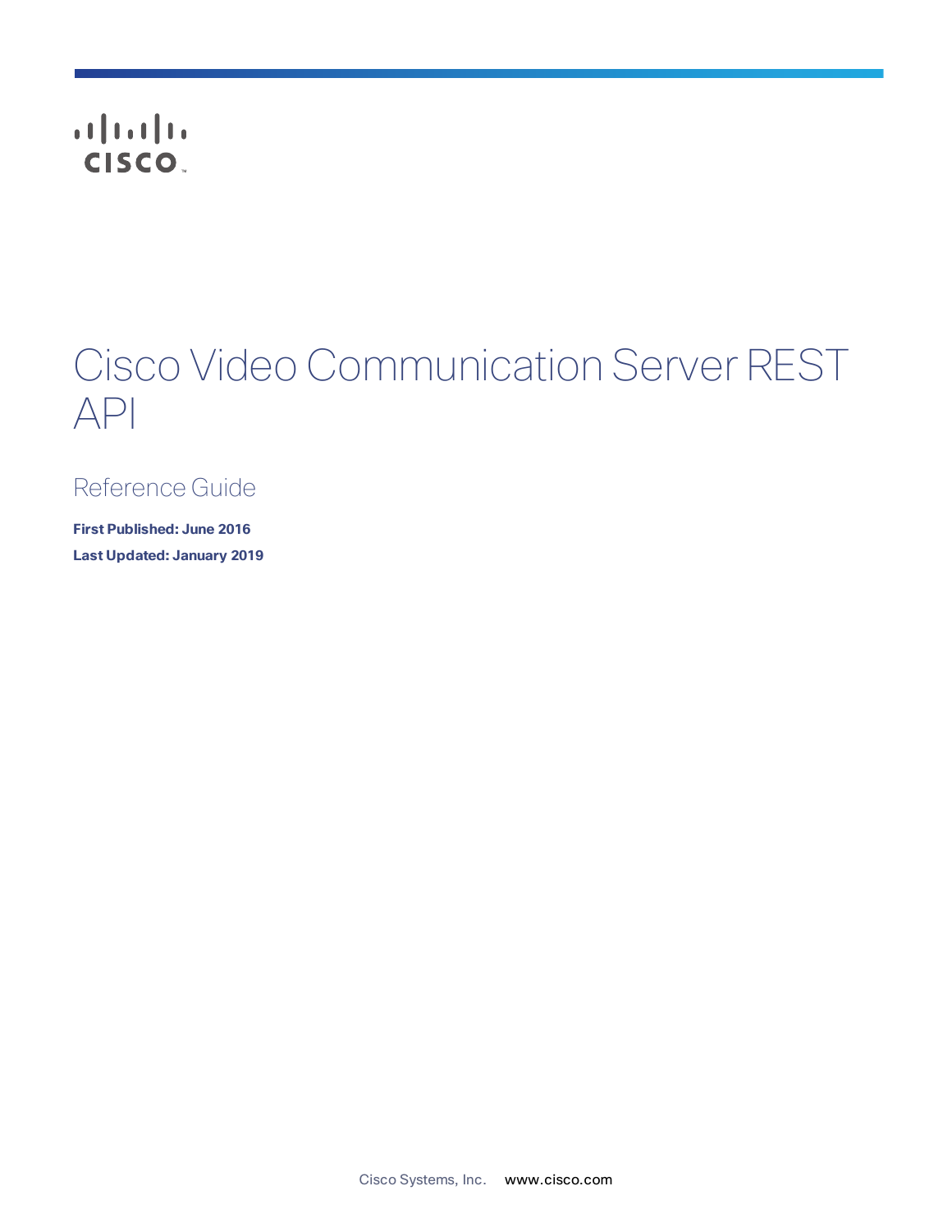# Cisco Video Communication Server REST API

## Reference Guide

**First Published: June 2016**

**Last Updated: January 2019**

Cisco Systems, Inc. www.cisco.com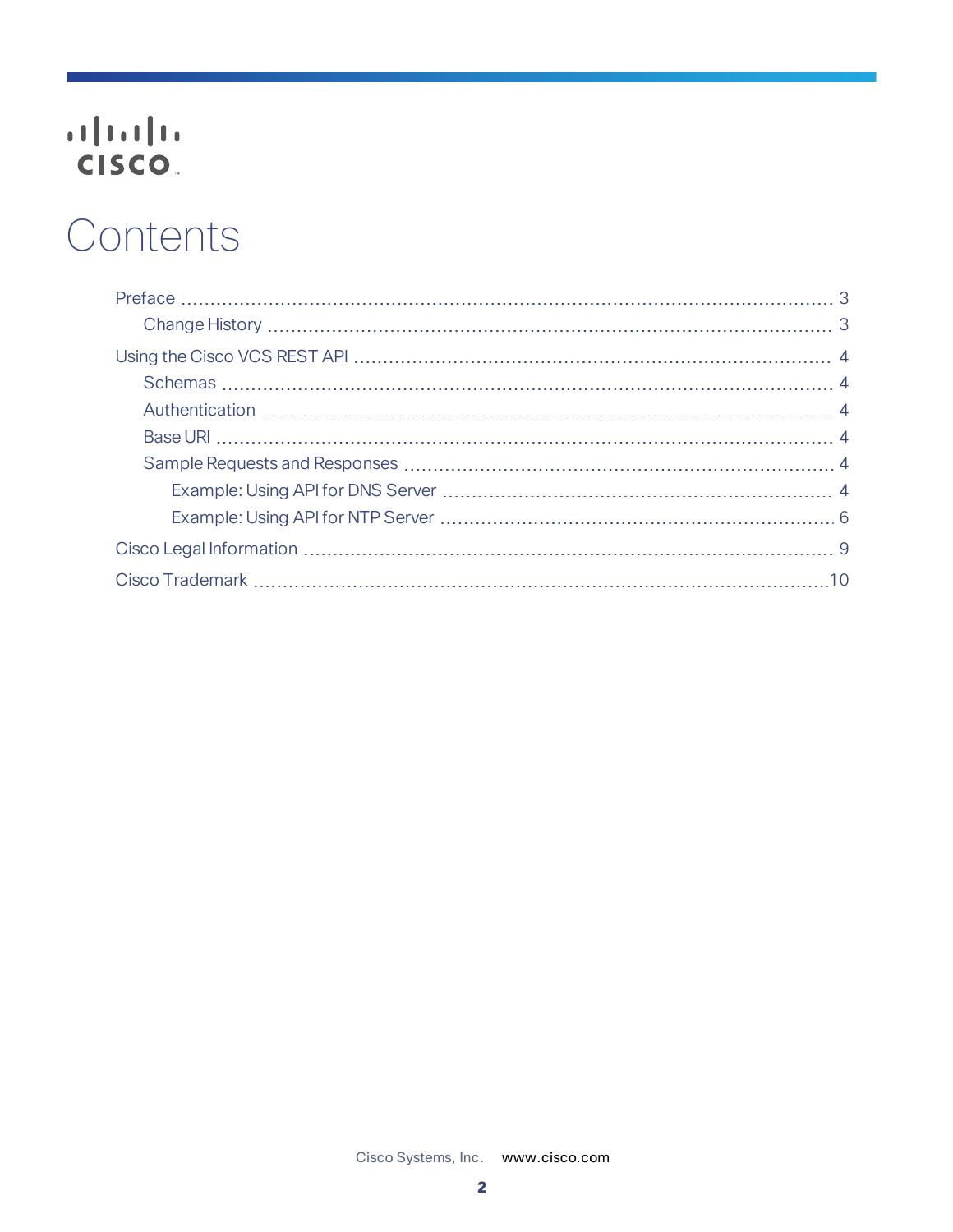# Contents

- Preface ... 3
  - Change History ... 3
- Using the Cisco VCS REST API ... 4
  - Schemas ... 4
  - Authentication ... 4
  - Base URI ... 4
  - Sample Requests and Responses ... 4
    - Example: Using API for DNS Server ... 4
    - Example: Using API for NTP Server ... 6
- Cisco Legal Information ... 9
- Cisco Trademark ... 10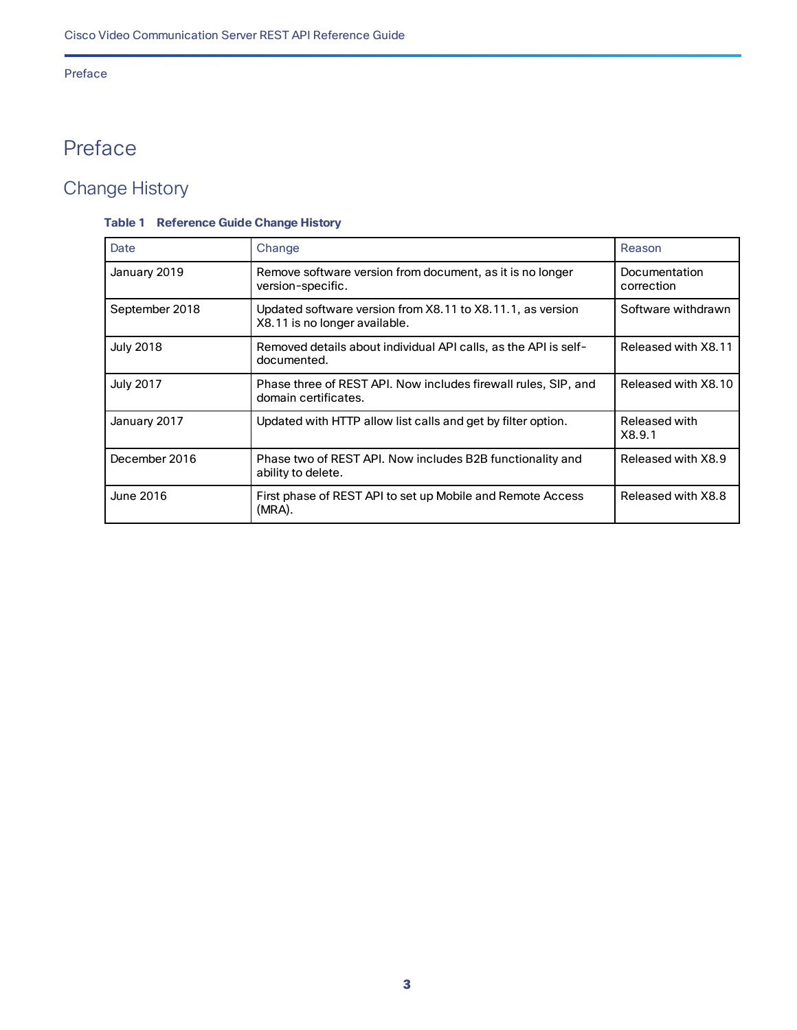# Preface

## Change History

**Table 1 Reference Guide Change History**

| Date | Change | Reason |
|---|---|---|
| January 2019 | Remove software version from document, as it is no longer version-specific. | Documentation correction |
| September 2018 | Updated software version from X8.11 to X8.11.1, as version X8.11 is no longer available. | Software withdrawn |
| July 2018 | Removed details about individual API calls, as the API is self-documented. | Released with X8.11 |
| July 2017 | Phase three of REST API. Now includes firewall rules, SIP, and domain certificates. | Released with X8.10 |
| January 2017 | Updated with HTTP allow list calls and get by filter option. | Released with X8.9.1 |
| December 2016 | Phase two of REST API. Now includes B2B functionality and ability to delete. | Released with X8.9 |
| June 2016 | First phase of REST API to set up Mobile and Remote Access (MRA). | Released with X8.8 |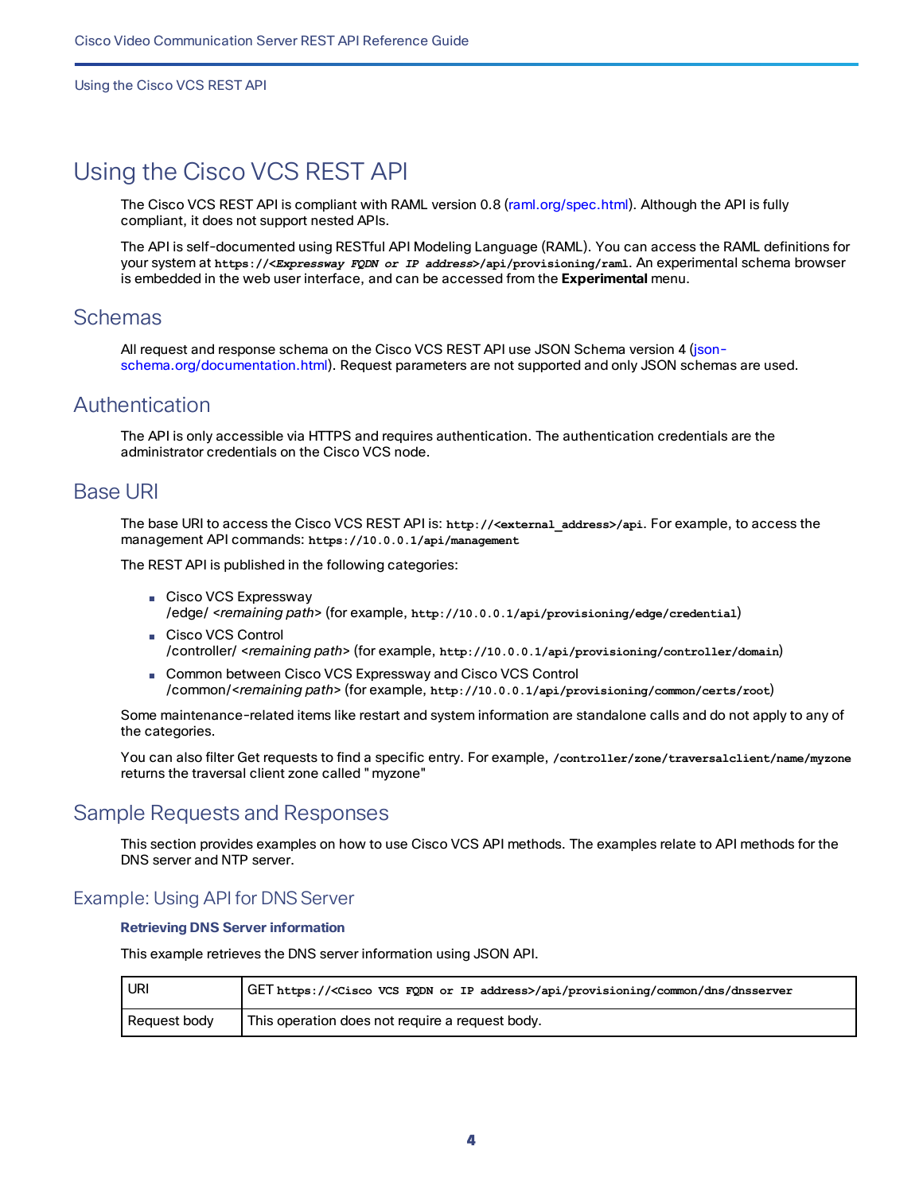# Using the Cisco VCS REST API

The Cisco VCS REST API is compliant with RAML version 0.8 (raml.org/spec.html). Although the API is fully compliant, it does not support nested APIs.

The API is self-documented using RESTful API Modeling Language (RAML). You can access the RAML definitions for your system at `https://<Expressway FQDN or IP address>/api/provisioning/raml`. An experimental schema browser is embedded in the web user interface, and can be accessed from the **Experimental** menu.

## Schemas

All request and response schema on the Cisco VCS REST API use JSON Schema version 4 (json-schema.org/documentation.html). Request parameters are not supported and only JSON schemas are used.

## Authentication

The API is only accessible via HTTPS and requires authentication. The authentication credentials are the administrator credentials on the Cisco VCS node.

## Base URI

The base URI to access the Cisco VCS REST API is: `http://<external_address>/api`. For example, to access the management API commands: `https://10.0.0.1/api/management`

The REST API is published in the following categories:

- Cisco VCS Expressway
  /edge/ <*remaining path*> (for example, `http://10.0.0.1/api/provisioning/edge/credential`)
- Cisco VCS Control
  /controller/ <*remaining path*> (for example, `http://10.0.0.1/api/provisioning/controller/domain`)
- Common between Cisco VCS Expressway and Cisco VCS Control
  /common/<*remaining path*> (for example, `http://10.0.0.1/api/provisioning/common/certs/root`)

Some maintenance-related items like restart and system information are standalone calls and do not apply to any of the categories.

You can also filter Get requests to find a specific entry. For example, `/controller/zone/traversalclient/name/myzone` returns the traversal client zone called " myzone"

## Sample Requests and Responses

This section provides examples on how to use Cisco VCS API methods. The examples relate to API methods for the DNS server and NTP server.

### Example: Using API for DNS Server

#### Retrieving DNS Server information

This example retrieves the DNS server information using JSON API.

| URI | GET `https://<Cisco VCS FQDN or IP address>/api/provisioning/common/dns/dnsserver` |
|---|---|
| Request body | This operation does not require a request body. |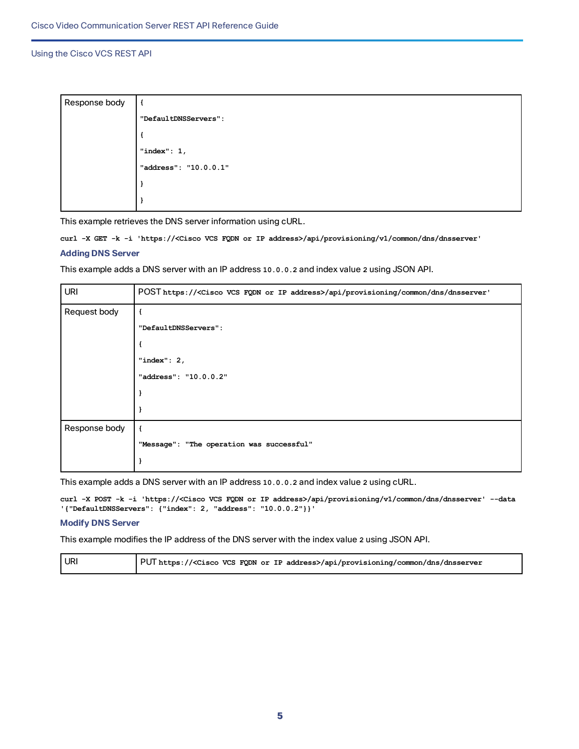| Response body | { "DefaultDNSServers": { "index": 1, "address": "10.0.0.1" } } |
|---|---|

This example retrieves the DNS server information using cURL.

```
curl -X GET -k -i 'https://<Cisco VCS FQDN or IP address>/api/provisioning/v1/common/dns/dnsserver'
```

### Adding DNS Server

This example adds a DNS server with an IP address `10.0.0.2` and index value `2` using JSON API.

| URI | POST `https://<Cisco VCS FQDN or IP address>/api/provisioning/common/dns/dnsserver'` |
|---|---|
| Request body | { "DefaultDNSServers": { "index": 2, "address": "10.0.0.2" } } |
| Response body | { "Message": "The operation was successful" } |

This example adds a DNS server with an IP address `10.0.0.2` and index value `2` using cURL.

```
curl -X POST -k -i 'https://<Cisco VCS FQDN or IP address>/api/provisioning/v1/common/dns/dnsserver' --data
'{"DefaultDNSServers": {"index": 2, "address": "10.0.0.2"}}'
```

### Modify DNS Server

This example modifies the IP address of the DNS server with the index value `2` using JSON API.

| URI | PUT `https://<Cisco VCS FQDN or IP address>/api/provisioning/common/dns/dnsserver` |
|---|---|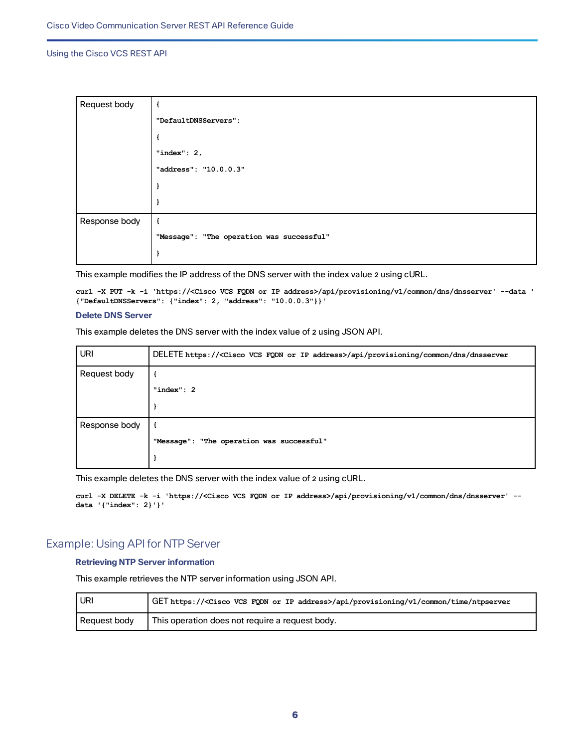| | |
|---|---|
| Request body | `{` <br> `"DefaultDNSServers":` <br> `{` <br> `"index": 2,` <br> `"address": "10.0.0.3"` <br> `}` <br> `}` |
| Response body | `{` <br> `"Message": "The operation was successful"` <br> `}` |

This example modifies the IP address of the DNS server with the index value 2 using cURL.

```
curl -X PUT -k -i 'https://<Cisco VCS FQDN or IP address>/api/provisioning/v1/common/dns/dnsserver' --data '
{"DefaultDNSServers": {"index": 2, "address": "10.0.0.3"}}'
```

### Delete DNS Server

This example deletes the DNS server with the index value of 2 using JSON API.

| | |
|---|---|
| URI | DELETE `https://<Cisco VCS FQDN or IP address>/api/provisioning/common/dns/dnsserver` |
| Request body | `{` <br> `"index": 2` <br> `}` |
| Response body | `{` <br> `"Message": "The operation was successful"` <br> `}` |

This example deletes the DNS server with the index value of 2 using cURL.

```
curl -X DELETE -k -i 'https://<Cisco VCS FQDN or IP address>/api/provisioning/v1/common/dns/dnsserver' --
data '{"index": 2}'}'
```

## Example: Using API for NTP Server

### Retrieving NTP Server information

This example retrieves the NTP server information using JSON API.

| | |
|---|---|
| URI | GET `https://<Cisco VCS FQDN or IP address>/api/provisioning/v1/common/time/ntpserver` |
| Request body | This operation does not require a request body. |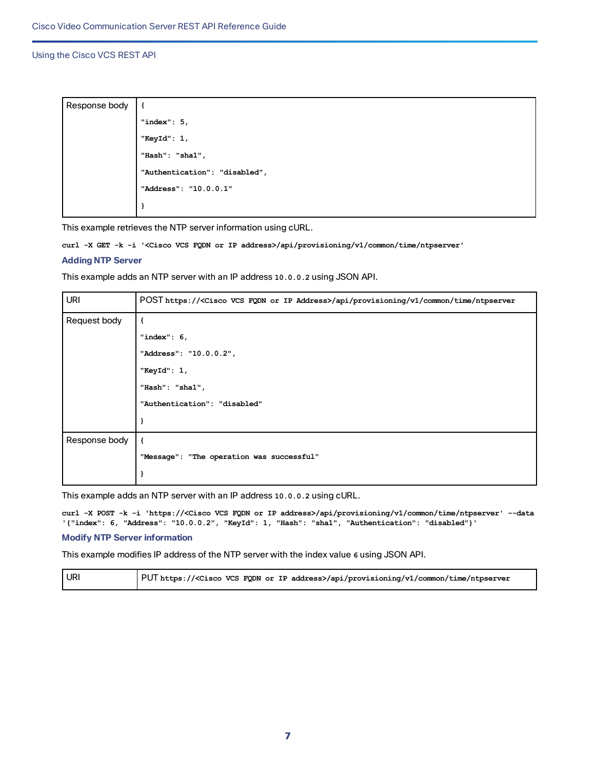| Response body | {<br>"index": 5,<br>"KeyId": 1,<br>"Hash": "sha1",<br>"Authentication": "disabled",<br>"Address": "10.0.0.1"<br>} |
|---|---|

This example retrieves the NTP server information using cURL.

```
curl -X GET -k -i '<Cisco VCS FQDN or IP address>/api/provisioning/v1/common/time/ntpserver'
```

### Adding NTP Server

This example adds an NTP server with an IP address `10.0.0.2` using JSON API.

| URI | POST `https://<Cisco VCS FQDN or IP Address>/api/provisioning/v1/common/time/ntpserver` |
|---|---|
| Request body | {<br>"index": 6,<br>"Address": "10.0.0.2",<br>"KeyId": 1,<br>"Hash": "sha1",<br>"Authentication": "disabled"<br>} |
| Response body | {<br>"Message": "The operation was successful"<br>} |

This example adds an NTP server with an IP address `10.0.0.2` using cURL.

```
curl -X POST -k -i 'https://<Cisco VCS FQDN or IP address>/api/provisioning/v1/common/time/ntpserver' --data
'{"index": 6, "Address": "10.0.0.2", "KeyId": 1, "Hash": "sha1", "Authentication": "disabled"}'
```

### Modify NTP Server information

This example modifies IP address of the NTP server with the index value `6` using JSON API.

| URI | PUT `https://<Cisco VCS FQDN or IP address>/api/provisioning/v1/common/time/ntpserver` |
|---|---|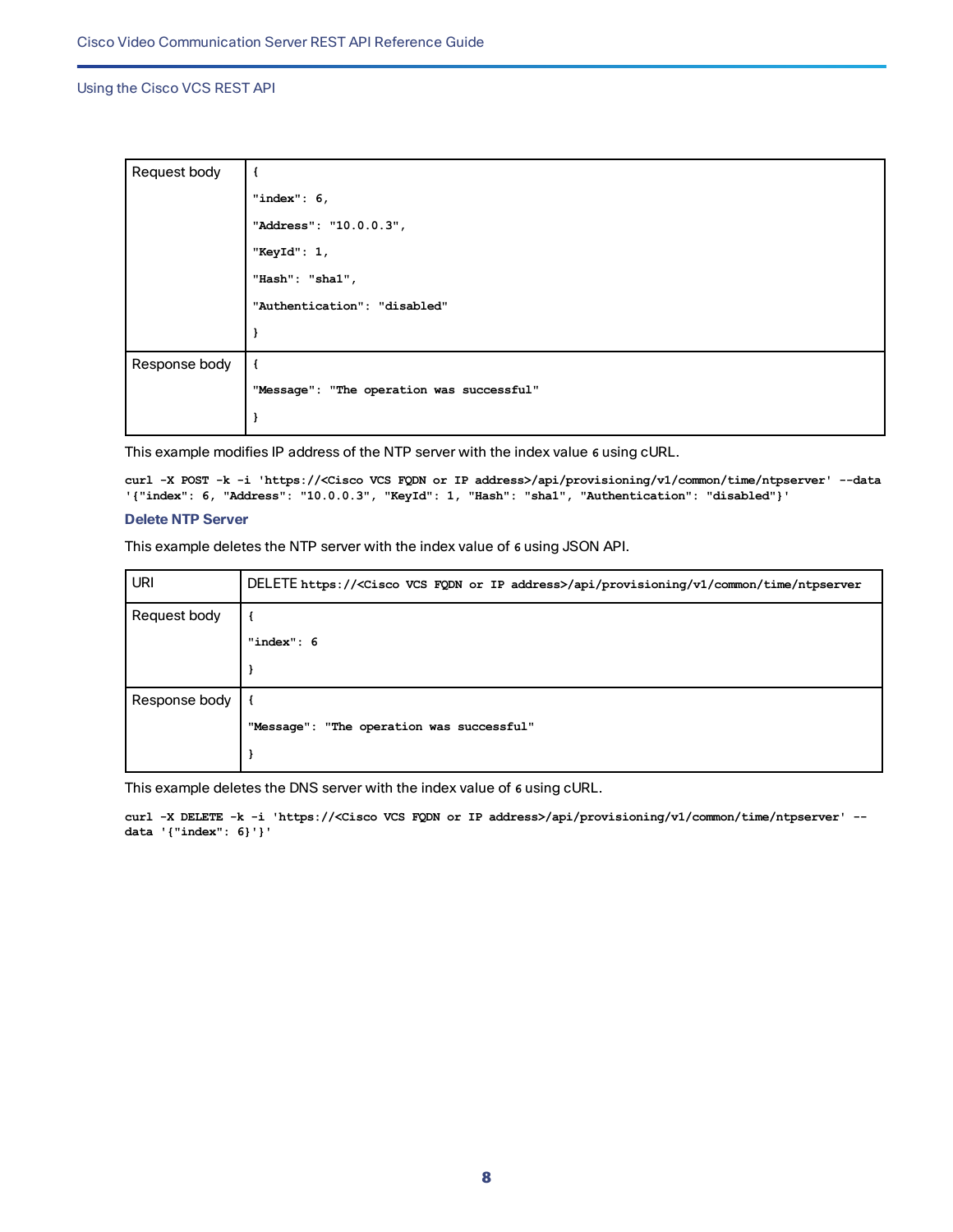| Request body | { "index": 6, "Address": "10.0.0.3", "KeyId": 1, "Hash": "sha1", "Authentication": "disabled" } |
|---|---|
| Response body | { "Message": "The operation was successful" } |

This example modifies IP address of the NTP server with the index value `6` using cURL.

```
curl -X POST -k -i 'https://<Cisco VCS FQDN or IP address>/api/provisioning/v1/common/time/ntpserver' --data
'{"index": 6, "Address": "10.0.0.3", "KeyId": 1, "Hash": "sha1", "Authentication": "disabled"}'
```

### Delete NTP Server

This example deletes the NTP server with the index value of `6` using JSON API.

| URI | DELETE `https://<Cisco VCS FQDN or IP address>/api/provisioning/v1/common/time/ntpserver` |
|---|---|
| Request body | { "index": 6 } |
| Response body | { "Message": "The operation was successful" } |

This example deletes the DNS server with the index value of `6` using cURL.

```
curl -X DELETE -k -i 'https://<Cisco VCS FQDN or IP address>/api/provisioning/v1/common/time/ntpserver' --
data '{"index": 6}'}'
```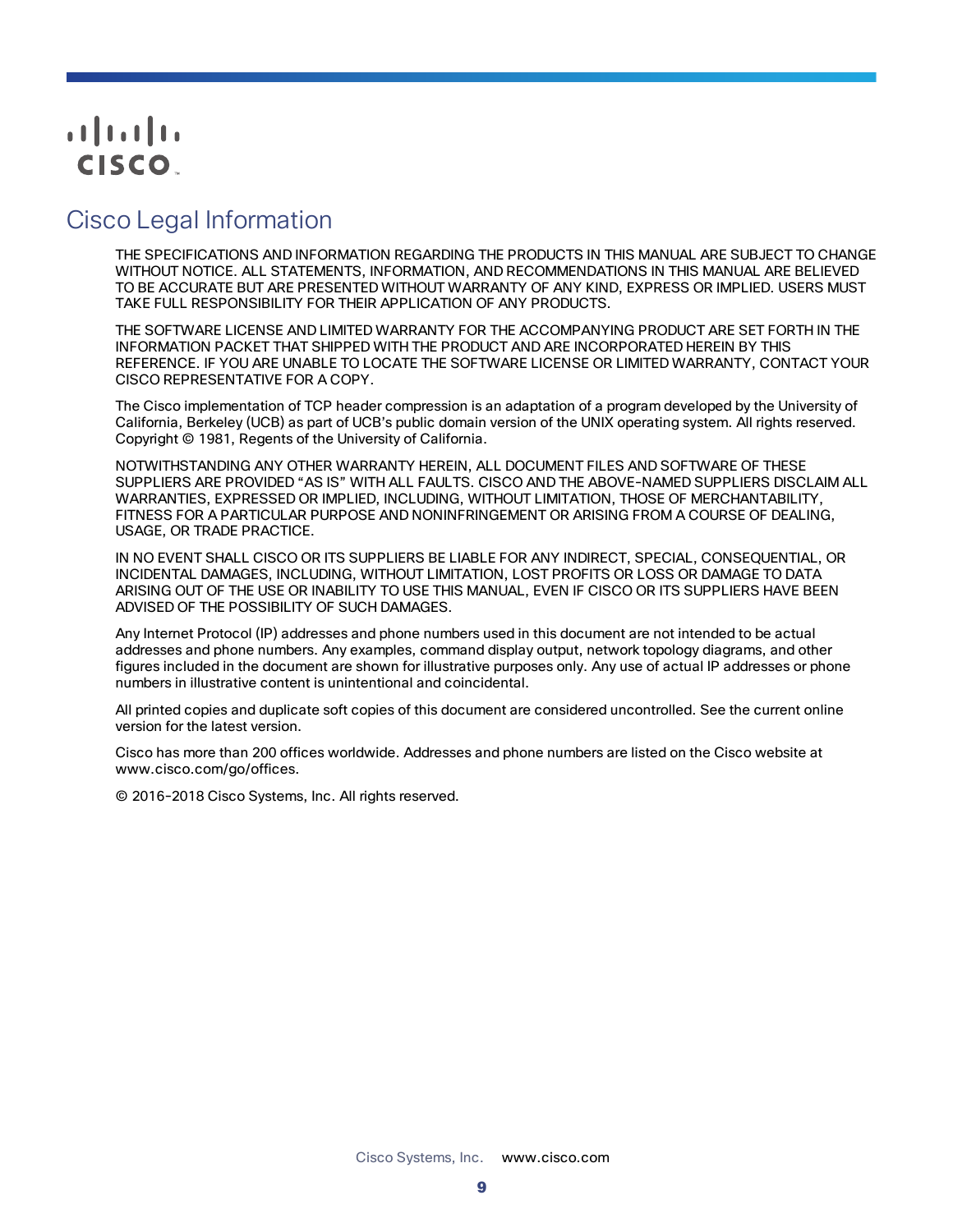# Cisco Legal Information

THE SPECIFICATIONS AND INFORMATION REGARDING THE PRODUCTS IN THIS MANUAL ARE SUBJECT TO CHANGE WITHOUT NOTICE. ALL STATEMENTS, INFORMATION, AND RECOMMENDATIONS IN THIS MANUAL ARE BELIEVED TO BE ACCURATE BUT ARE PRESENTED WITHOUT WARRANTY OF ANY KIND, EXPRESS OR IMPLIED. USERS MUST TAKE FULL RESPONSIBILITY FOR THEIR APPLICATION OF ANY PRODUCTS.

THE SOFTWARE LICENSE AND LIMITED WARRANTY FOR THE ACCOMPANYING PRODUCT ARE SET FORTH IN THE INFORMATION PACKET THAT SHIPPED WITH THE PRODUCT AND ARE INCORPORATED HEREIN BY THIS REFERENCE. IF YOU ARE UNABLE TO LOCATE THE SOFTWARE LICENSE OR LIMITED WARRANTY, CONTACT YOUR CISCO REPRESENTATIVE FOR A COPY.

The Cisco implementation of TCP header compression is an adaptation of a program developed by the University of California, Berkeley (UCB) as part of UCB's public domain version of the UNIX operating system. All rights reserved. Copyright © 1981, Regents of the University of California.

NOTWITHSTANDING ANY OTHER WARRANTY HEREIN, ALL DOCUMENT FILES AND SOFTWARE OF THESE SUPPLIERS ARE PROVIDED "AS IS" WITH ALL FAULTS. CISCO AND THE ABOVE-NAMED SUPPLIERS DISCLAIM ALL WARRANTIES, EXPRESSED OR IMPLIED, INCLUDING, WITHOUT LIMITATION, THOSE OF MERCHANTABILITY, FITNESS FOR A PARTICULAR PURPOSE AND NONINFRINGEMENT OR ARISING FROM A COURSE OF DEALING, USAGE, OR TRADE PRACTICE.

IN NO EVENT SHALL CISCO OR ITS SUPPLIERS BE LIABLE FOR ANY INDIRECT, SPECIAL, CONSEQUENTIAL, OR INCIDENTAL DAMAGES, INCLUDING, WITHOUT LIMITATION, LOST PROFITS OR LOSS OR DAMAGE TO DATA ARISING OUT OF THE USE OR INABILITY TO USE THIS MANUAL, EVEN IF CISCO OR ITS SUPPLIERS HAVE BEEN ADVISED OF THE POSSIBILITY OF SUCH DAMAGES.

Any Internet Protocol (IP) addresses and phone numbers used in this document are not intended to be actual addresses and phone numbers. Any examples, command display output, network topology diagrams, and other figures included in the document are shown for illustrative purposes only. Any use of actual IP addresses or phone numbers in illustrative content is unintentional and coincidental.

All printed copies and duplicate soft copies of this document are considered uncontrolled. See the current online version for the latest version.

Cisco has more than 200 offices worldwide. Addresses and phone numbers are listed on the Cisco website at www.cisco.com/go/offices.

© 2016-2018 Cisco Systems, Inc. All rights reserved.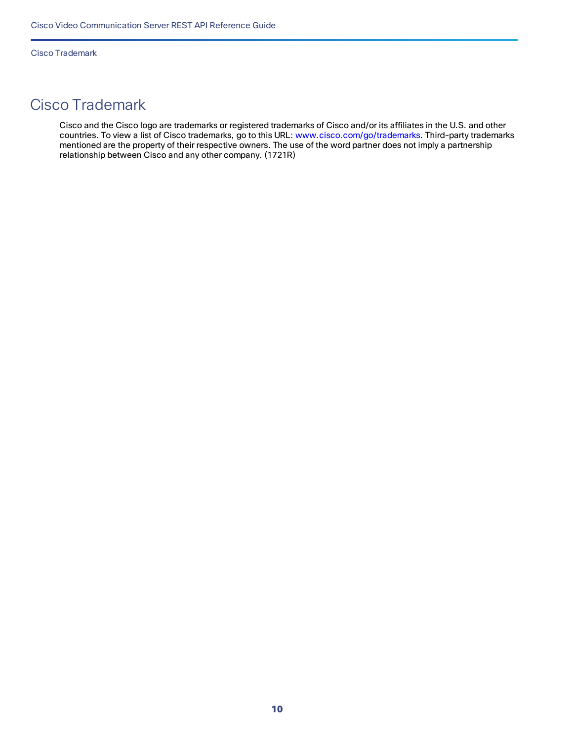# Cisco Trademark

Cisco and the Cisco logo are trademarks or registered trademarks of Cisco and/or its affiliates in the U.S. and other countries. To view a list of Cisco trademarks, go to this URL: www.cisco.com/go/trademarks. Third-party trademarks mentioned are the property of their respective owners. The use of the word partner does not imply a partnership relationship between Cisco and any other company. (1721R)